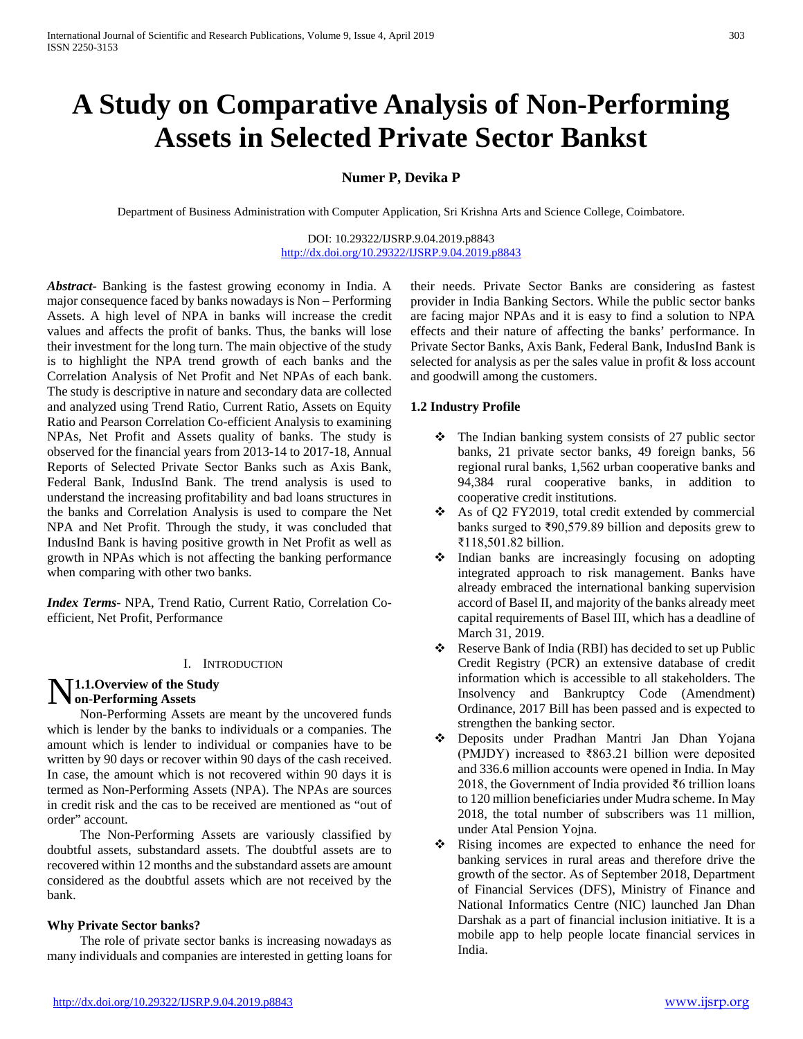# A Study on Comparative Analysis of Non-Performing Assets in Selected Private Sector Bankst

**Numer P, Devika P**

Department of Business Administration with Computer Application, Sri Krishna Arts and Science College, Coimbatore.

DOI: 10.29322/IJSRP.9.04.2019.p8843
http://dx.doi.org/10.29322/IJSRP.9.04.2019.p8843

***Abstract***- Banking is the fastest growing economy in India. A major consequence faced by banks nowadays is Non – Performing Assets. A high level of NPA in banks will increase the credit values and affects the profit of banks. Thus, the banks will lose their investment for the long turn. The main objective of the study is to highlight the NPA trend growth of each banks and the Correlation Analysis of Net Profit and Net NPAs of each bank. The study is descriptive in nature and secondary data are collected and analyzed using Trend Ratio, Current Ratio, Assets on Equity Ratio and Pearson Correlation Co-efficient Analysis to examining NPAs, Net Profit and Assets quality of banks. The study is observed for the financial years from 2013-14 to 2017-18, Annual Reports of Selected Private Sector Banks such as Axis Bank, Federal Bank, IndusInd Bank. The trend analysis is used to understand the increasing profitability and bad loans structures in the banks and Correlation Analysis is used to compare the Net NPA and Net Profit. Through the study, it was concluded that IndusInd Bank is having positive growth in Net Profit as well as growth in NPAs which is not affecting the banking performance when comparing with other two banks.

***Index Terms***- NPA, Trend Ratio, Current Ratio, Correlation Co-efficient, Net Profit, Performance

## I. Introduction

### 1.1.Overview of the Study

**Non-Performing Assets**

Non-Performing Assets are meant by the uncovered funds which is lender by the banks to individuals or a companies. The amount which is lender to individual or companies have to be written by 90 days or recover within 90 days of the cash received. In case, the amount which is not recovered within 90 days it is termed as Non-Performing Assets (NPA). The NPAs are sources in credit risk and the cas to be received are mentioned as "out of order" account.

The Non-Performing Assets are variously classified by doubtful assets, substandard assets. The doubtful assets are to recovered within 12 months and the substandard assets are amount considered as the doubtful assets which are not received by the bank.

**Why Private Sector banks?**

The role of private sector banks is increasing nowadays as many individuals and companies are interested in getting loans for their needs. Private Sector Banks are considering as fastest provider in India Banking Sectors. While the public sector banks are facing major NPAs and it is easy to find a solution to NPA effects and their nature of affecting the banks' performance. In Private Sector Banks, Axis Bank, Federal Bank, IndusInd Bank is selected for analysis as per the sales value in profit & loss account and goodwill among the customers.

### 1.2 Industry Profile

- The Indian banking system consists of 27 public sector banks, 21 private sector banks, 49 foreign banks, 56 regional rural banks, 1,562 urban cooperative banks and 94,384 rural cooperative banks, in addition to cooperative credit institutions.
- As of Q2 FY2019, total credit extended by commercial banks surged to ₹90,579.89 billion and deposits grew to ₹118,501.82 billion.
- Indian banks are increasingly focusing on adopting integrated approach to risk management. Banks have already embraced the international banking supervision accord of Basel II, and majority of the banks already meet capital requirements of Basel III, which has a deadline of March 31, 2019.
- Reserve Bank of India (RBI) has decided to set up Public Credit Registry (PCR) an extensive database of credit information which is accessible to all stakeholders. The Insolvency and Bankruptcy Code (Amendment) Ordinance, 2017 Bill has been passed and is expected to strengthen the banking sector.
- Deposits under Pradhan Mantri Jan Dhan Yojana (PMJDY) increased to ₹863.21 billion were deposited and 336.6 million accounts were opened in India. In May 2018, the Government of India provided ₹6 trillion loans to 120 million beneficiaries under Mudra scheme. In May 2018, the total number of subscribers was 11 million, under Atal Pension Yojna.
- Rising incomes are expected to enhance the need for banking services in rural areas and therefore drive the growth of the sector. As of September 2018, Department of Financial Services (DFS), Ministry of Finance and National Informatics Centre (NIC) launched Jan Dhan Darshak as a part of financial inclusion initiative. It is a mobile app to help people locate financial services in India.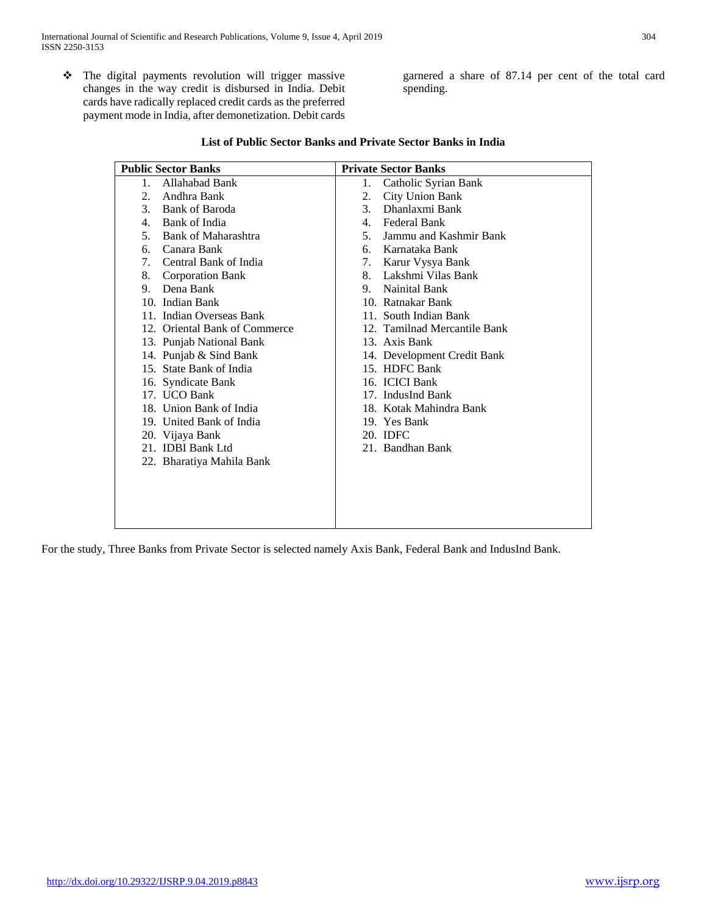- The digital payments revolution will trigger massive changes in the way credit is disbursed in India. Debit cards have radically replaced credit cards as the preferred payment mode in India, after demonetization. Debit cards garnered a share of 87.14 per cent of the total card spending.

**List of Public Sector Banks and Private Sector Banks in India**

| Public Sector Banks | Private Sector Banks |
|---|---|
| 1. Allahabad Bank | 1. Catholic Syrian Bank |
| 2. Andhra Bank | 2. City Union Bank |
| 3. Bank of Baroda | 3. Dhanlaxmi Bank |
| 4. Bank of India | 4. Federal Bank |
| 5. Bank of Maharashtra | 5. Jammu and Kashmir Bank |
| 6. Canara Bank | 6. Karnataka Bank |
| 7. Central Bank of India | 7. Karur Vysya Bank |
| 8. Corporation Bank | 8. Lakshmi Vilas Bank |
| 9. Dena Bank | 9. Nainital Bank |
| 10. Indian Bank | 10. Ratnakar Bank |
| 11. Indian Overseas Bank | 11. South Indian Bank |
| 12. Oriental Bank of Commerce | 12. Tamilnad Mercantile Bank |
| 13. Punjab National Bank | 13. Axis Bank |
| 14. Punjab & Sind Bank | 14. Development Credit Bank |
| 15. State Bank of India | 15. HDFC Bank |
| 16. Syndicate Bank | 16. ICICI Bank |
| 17. UCO Bank | 17. IndusInd Bank |
| 18. Union Bank of India | 18. Kotak Mahindra Bank |
| 19. United Bank of India | 19. Yes Bank |
| 20. Vijaya Bank | 20. IDFC |
| 21. IDBI Bank Ltd | 21. Bandhan Bank |
| 22. Bharatiya Mahila Bank | |

For the study, Three Banks from Private Sector is selected namely Axis Bank, Federal Bank and IndusInd Bank.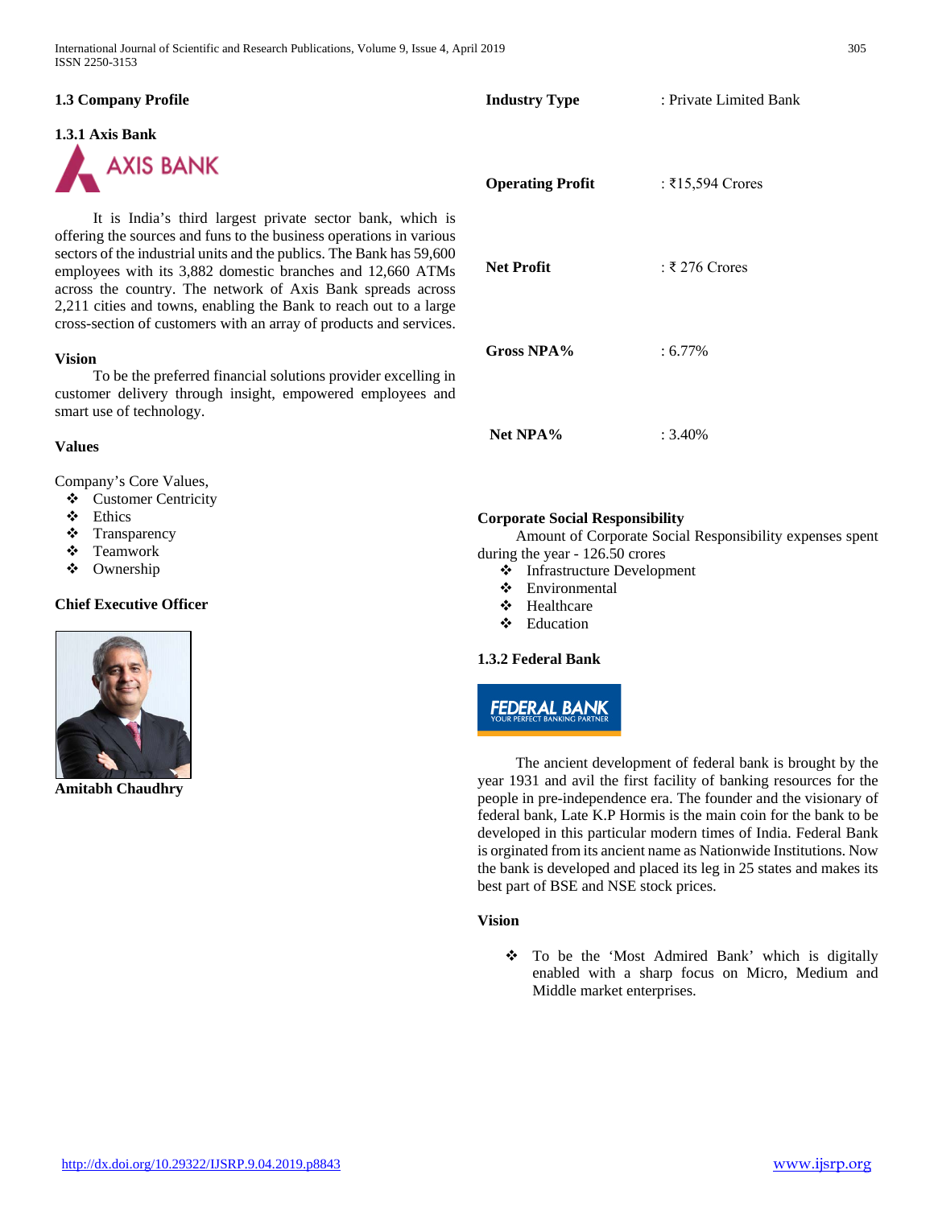### 1.3 Company Profile

#### 1.3.1 Axis Bank

It is India's third largest private sector bank, which is offering the sources and funs to the business operations in various sectors of the industrial units and the publics. The Bank has 59,600 employees with its 3,882 domestic branches and 12,660 ATMs across the country. The network of Axis Bank spreads across 2,211 cities and towns, enabling the Bank to reach out to a large cross-section of customers with an array of products and services.

**Vision**

To be the preferred financial solutions provider excelling in customer delivery through insight, empowered employees and smart use of technology.

**Values**

Company's Core Values,

- ❖ Customer Centricity
- ❖ Ethics
- ❖ Transparency
- ❖ Teamwork
- ❖ Ownership

**Chief Executive Officer**

**Amitabh Chaudhry**

| | |
|---|---|
| **Industry Type** | : Private Limited Bank |
| **Operating Profit** | : ₹15,594 Crores |
| **Net Profit** | : ₹ 276 Crores |
| **Gross NPA%** | : 6.77% |
| **Net NPA%** | : 3.40% |

**Corporate Social Responsibility**

Amount of Corporate Social Responsibility expenses spent during the year - 126.50 crores

- ❖ Infrastructure Development
- ❖ Environmental
- ❖ Healthcare
- ❖ Education

#### 1.3.2 Federal Bank

The ancient development of federal bank is brought by the year 1931 and avil the first facility of banking resources for the people in pre-independence era. The founder and the visionary of federal bank, Late K.P Hormis is the main coin for the bank to be developed in this particular modern times of India. Federal Bank is orginated from its ancient name as Nationwide Institutions. Now the bank is developed and placed its leg in 25 states and makes its best part of BSE and NSE stock prices.

**Vision**

- ❖ To be the 'Most Admired Bank' which is digitally enabled with a sharp focus on Micro, Medium and Middle market enterprises.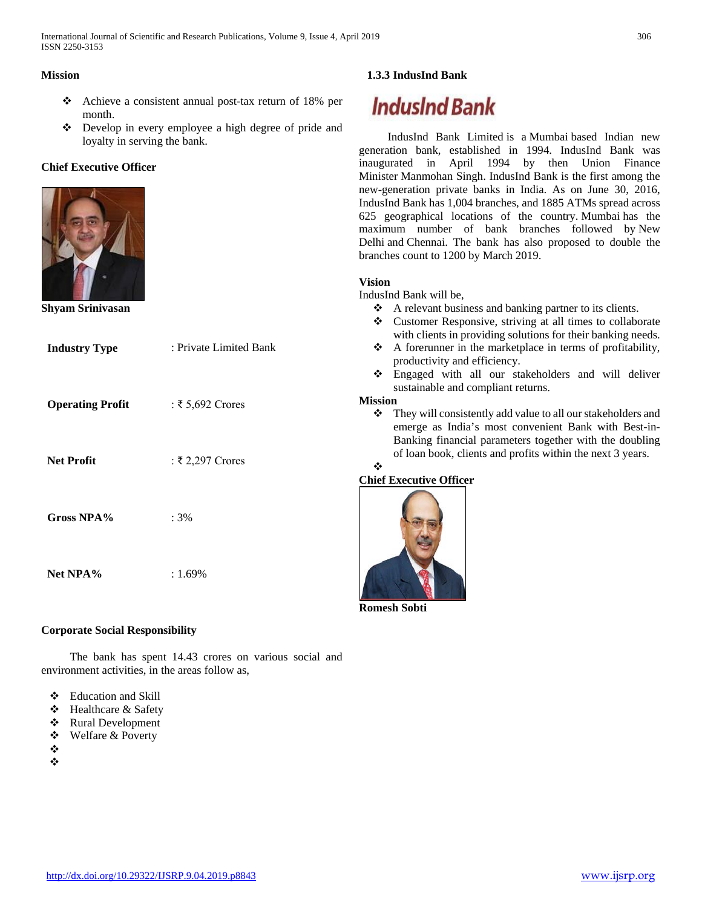### Mission

- Achieve a consistent annual post-tax return of 18% per month.
- Develop in every employee a high degree of pride and loyalty in serving the bank.

### Chief Executive Officer

**Shyam Srinivasan**

| | |
|---|---|
| **Industry Type** | : Private Limited Bank |
| **Operating Profit** | : ₹ 5,692 Crores |
| **Net Profit** | : ₹ 2,297 Crores |
| **Gross NPA%** | : 3% |
| **Net NPA%** | : 1.69% |

### Corporate Social Responsibility

The bank has spent 14.43 crores on various social and environment activities, in the areas follow as,

- Education and Skill
- Healthcare & Safety
- Rural Development
- Welfare & Poverty

### 1.3.3 IndusInd Bank

IndusInd Bank

IndusInd Bank Limited is a Mumbai based Indian new generation bank, established in 1994. IndusInd Bank was inaugurated in April 1994 by then Union Finance Minister Manmohan Singh. IndusInd Bank is the first among the new-generation private banks in India. As on June 30, 2016, IndusInd Bank has 1,004 branches, and 1885 ATMs spread across 625 geographical locations of the country. Mumbai has the maximum number of bank branches followed by New Delhi and Chennai. The bank has also proposed to double the branches count to 1200 by March 2019.

### Vision

IndusInd Bank will be,

- A relevant business and banking partner to its clients.
- Customer Responsive, striving at all times to collaborate with clients in providing solutions for their banking needs.
- A forerunner in the marketplace in terms of profitability, productivity and efficiency.
- Engaged with all our stakeholders and will deliver sustainable and compliant returns.

### Mission

- They will consistently add value to all our stakeholders and emerge as India's most convenient Bank with Best-in-Banking financial parameters together with the doubling of loan book, clients and profits within the next 3 years.

### Chief Executive Officer

**Romesh Sobti**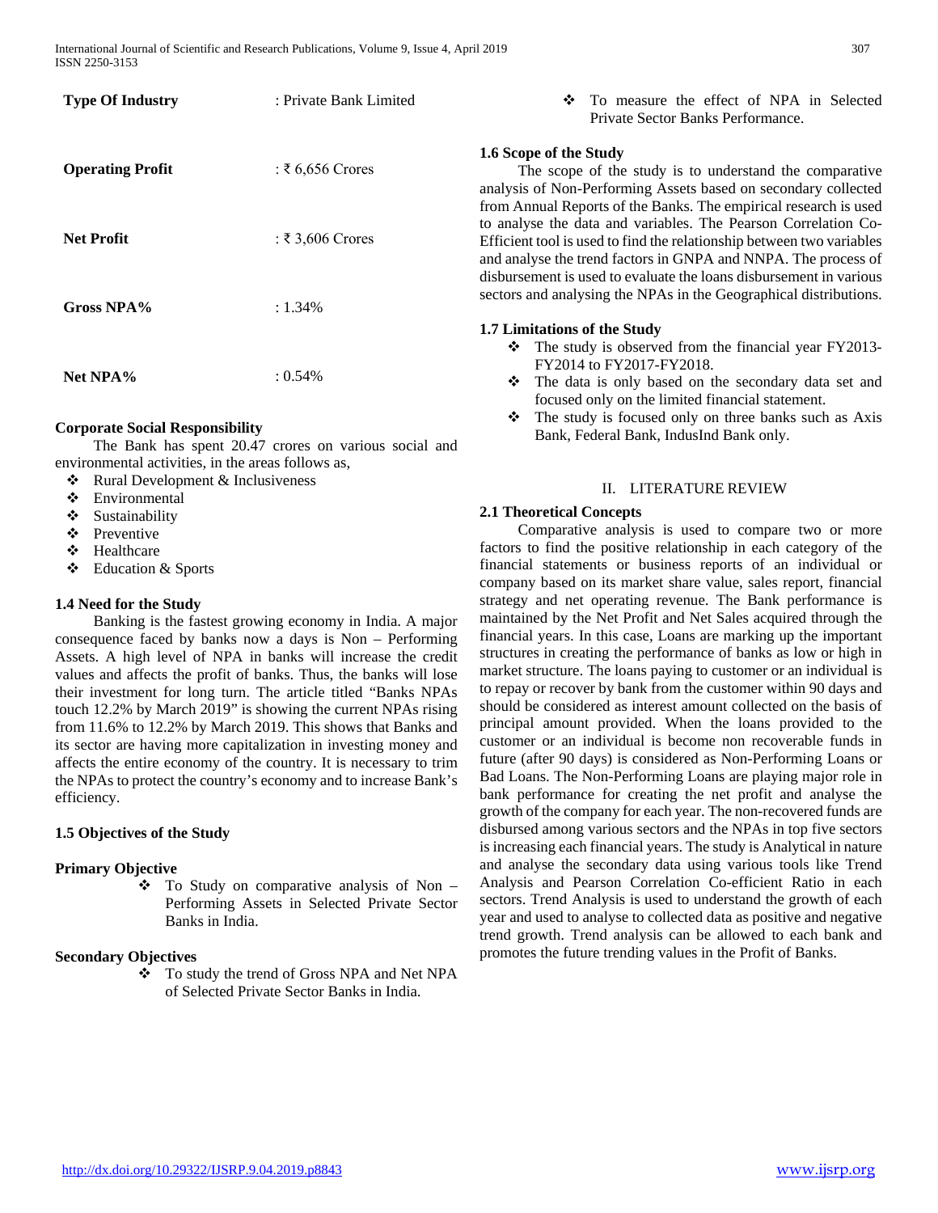| | |
|---|---|
| **Type Of Industry** | : Private Bank Limited |
| **Operating Profit** | : ₹ 6,656 Crores |
| **Net Profit** | : ₹ 3,606 Crores |
| **Gross NPA%** | : 1.34% |
| **Net NPA%** | : 0.54% |

**Corporate Social Responsibility**

The Bank has spent 20.47 crores on various social and environmental activities, in the areas follows as,

- ❖ Rural Development & Inclusiveness
- ❖ Environmental
- ❖ Sustainability
- ❖ Preventive
- ❖ Healthcare
- ❖ Education & Sports

### 1.4 Need for the Study

Banking is the fastest growing economy in India. A major consequence faced by banks now a days is Non – Performing Assets. A high level of NPA in banks will increase the credit values and affects the profit of banks. Thus, the banks will lose their investment for long turn. The article titled "Banks NPAs touch 12.2% by March 2019" is showing the current NPAs rising from 11.6% to 12.2% by March 2019. This shows that Banks and its sector are having more capitalization in investing money and affects the entire economy of the country. It is necessary to trim the NPAs to protect the country's economy and to increase Bank's efficiency.

### 1.5 Objectives of the Study

**Primary Objective**

- ❖ To Study on comparative analysis of Non – Performing Assets in Selected Private Sector Banks in India.

**Secondary Objectives**

- ❖ To study the trend of Gross NPA and Net NPA of Selected Private Sector Banks in India.
- ❖ To measure the effect of NPA in Selected Private Sector Banks Performance.

### 1.6 Scope of the Study

The scope of the study is to understand the comparative analysis of Non-Performing Assets based on secondary collected from Annual Reports of the Banks. The empirical research is used to analyse the data and variables. The Pearson Correlation Co-Efficient tool is used to find the relationship between two variables and analyse the trend factors in GNPA and NNPA. The process of disbursement is used to evaluate the loans disbursement in various sectors and analysing the NPAs in the Geographical distributions.

### 1.7 Limitations of the Study

- ❖ The study is observed from the financial year FY2013-FY2014 to FY2017-FY2018.
- ❖ The data is only based on the secondary data set and focused only on the limited financial statement.
- ❖ The study is focused only on three banks such as Axis Bank, Federal Bank, IndusInd Bank only.

## II. LITERATURE REVIEW

### 2.1 Theoretical Concepts

Comparative analysis is used to compare two or more factors to find the positive relationship in each category of the financial statements or business reports of an individual or company based on its market share value, sales report, financial strategy and net operating revenue. The Bank performance is maintained by the Net Profit and Net Sales acquired through the financial years. In this case, Loans are marking up the important structures in creating the performance of banks as low or high in market structure. The loans paying to customer or an individual is to repay or recover by bank from the customer within 90 days and should be considered as interest amount collected on the basis of principal amount provided. When the loans provided to the customer or an individual is become non recoverable funds in future (after 90 days) is considered as Non-Performing Loans or Bad Loans. The Non-Performing Loans are playing major role in bank performance for creating the net profit and analyse the growth of the company for each year. The non-recovered funds are disbursed among various sectors and the NPAs in top five sectors is increasing each financial years. The study is Analytical in nature and analyse the secondary data using various tools like Trend Analysis and Pearson Correlation Co-efficient Ratio in each sectors. Trend Analysis is used to understand the growth of each year and used to analyse to collected data as positive and negative trend growth. Trend analysis can be allowed to each bank and promotes the future trending values in the Profit of Banks.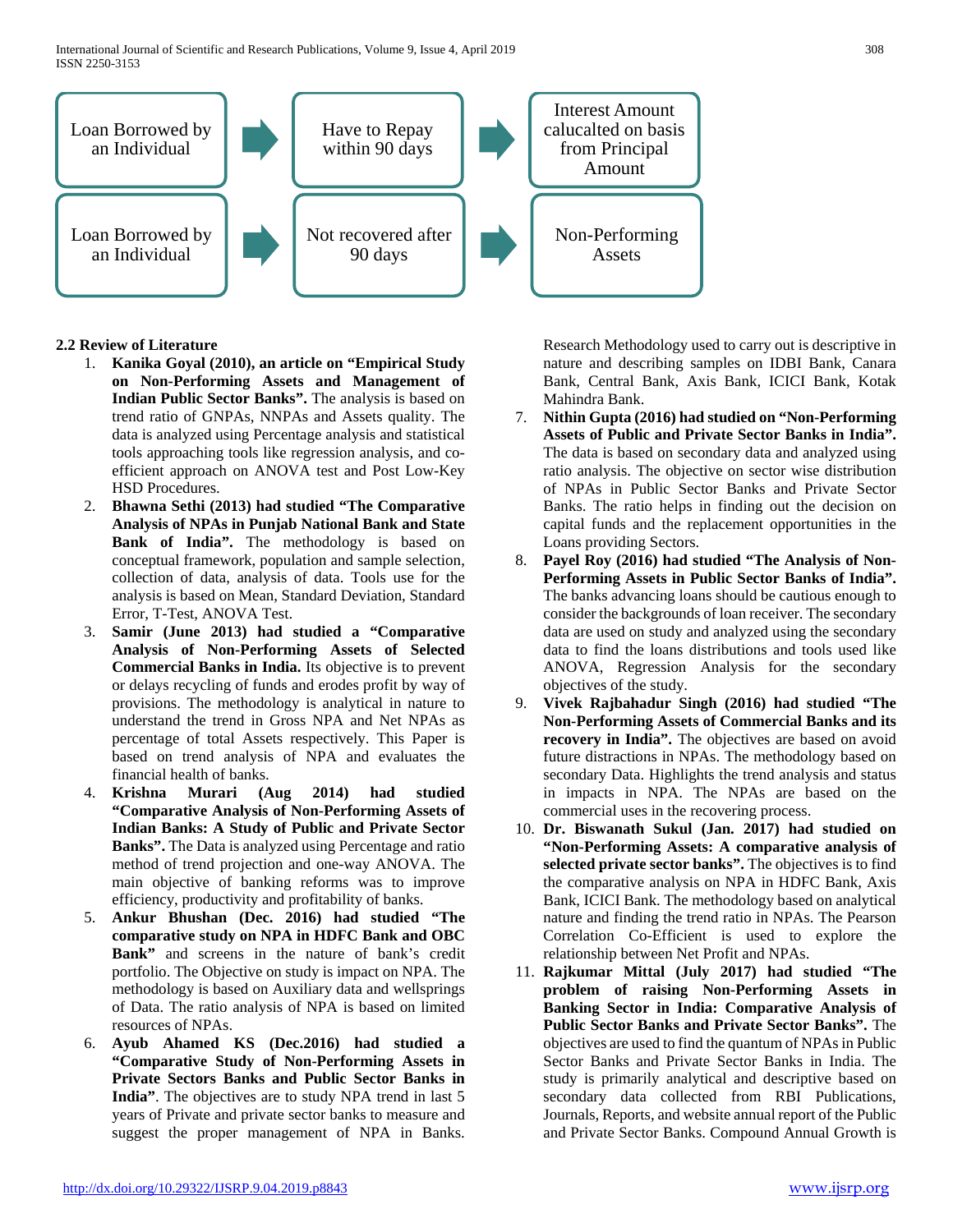| Loan Borrowed by an Individual | → | Have to Repay within 90 days | → | Interest Amount calucalted on basis from Principal Amount |
|---|---|---|---|---|
| Loan Borrowed by an Individual | → | Not recovered after 90 days | → | Non-Performing Assets |

### 2.2 Review of Literature

1. **Kanika Goyal (2010), an article on "Empirical Study on Non-Performing Assets and Management of Indian Public Sector Banks".** The analysis is based on trend ratio of GNPAs, NNPAs and Assets quality. The data is analyzed using Percentage analysis and statistical tools approaching tools like regression analysis, and co-efficient approach on ANOVA test and Post Low-Key HSD Procedures.
2. **Bhawna Sethi (2013) had studied "The Comparative Analysis of NPAs in Punjab National Bank and State Bank of India".** The methodology is based on conceptual framework, population and sample selection, collection of data, analysis of data. Tools use for the analysis is based on Mean, Standard Deviation, Standard Error, T-Test, ANOVA Test.
3. **Samir (June 2013) had studied a "Comparative Analysis of Non-Performing Assets of Selected Commercial Banks in India.** Its objective is to prevent or delays recycling of funds and erodes profit by way of provisions. The methodology is analytical in nature to understand the trend in Gross NPA and Net NPAs as percentage of total Assets respectively. This Paper is based on trend analysis of NPA and evaluates the financial health of banks.
4. **Krishna Murari (Aug 2014) had studied "Comparative Analysis of Non-Performing Assets of Indian Banks: A Study of Public and Private Sector Banks".** The Data is analyzed using Percentage and ratio method of trend projection and one-way ANOVA. The main objective of banking reforms was to improve efficiency, productivity and profitability of banks.
5. **Ankur Bhushan (Dec. 2016) had studied "The comparative study on NPA in HDFC Bank and OBC Bank"** and screens in the nature of bank's credit portfolio. The Objective on study is impact on NPA. The methodology is based on Auxiliary data and wellsprings of Data. The ratio analysis of NPA is based on limited resources of NPAs.
6. **Ayub Ahamed KS (Dec.2016) had studied a "Comparative Study of Non-Performing Assets in Private Sectors Banks and Public Sector Banks in India"**. The objectives are to study NPA trend in last 5 years of Private and private sector banks to measure and suggest the proper management of NPA in Banks. Research Methodology used to carry out is descriptive in nature and describing samples on IDBI Bank, Canara Bank, Central Bank, Axis Bank, ICICI Bank, Kotak Mahindra Bank.
7. **Nithin Gupta (2016) had studied on "Non-Performing Assets of Public and Private Sector Banks in India".** The data is based on secondary data and analyzed using ratio analysis. The objective on sector wise distribution of NPAs in Public Sector Banks and Private Sector Banks. The ratio helps in finding out the decision on capital funds and the replacement opportunities in the Loans providing Sectors.
8. **Payel Roy (2016) had studied "The Analysis of Non-Performing Assets in Public Sector Banks of India".** The banks advancing loans should be cautious enough to consider the backgrounds of loan receiver. The secondary data are used on study and analyzed using the secondary data to find the loans distributions and tools used like ANOVA, Regression Analysis for the secondary objectives of the study.
9. **Vivek Rajbahadur Singh (2016) had studied "The Non-Performing Assets of Commercial Banks and its recovery in India".** The objectives are based on avoid future distractions in NPAs. The methodology based on secondary Data. Highlights the trend analysis and status in impacts in NPA. The NPAs are based on the commercial uses in the recovering process.
10. **Dr. Biswanath Sukul (Jan. 2017) had studied on "Non-Performing Assets: A comparative analysis of selected private sector banks".** The objectives is to find the comparative analysis on NPA in HDFC Bank, Axis Bank, ICICI Bank. The methodology based on analytical nature and finding the trend ratio in NPAs. The Pearson Correlation Co-Efficient is used to explore the relationship between Net Profit and NPAs.
11. **Rajkumar Mittal (July 2017) had studied "The problem of raising Non-Performing Assets in Banking Sector in India: Comparative Analysis of Public Sector Banks and Private Sector Banks".** The objectives are used to find the quantum of NPAs in Public Sector Banks and Private Sector Banks in India. The study is primarily analytical and descriptive based on secondary data collected from RBI Publications, Journals, Reports, and website annual report of the Public and Private Sector Banks. Compound Annual Growth is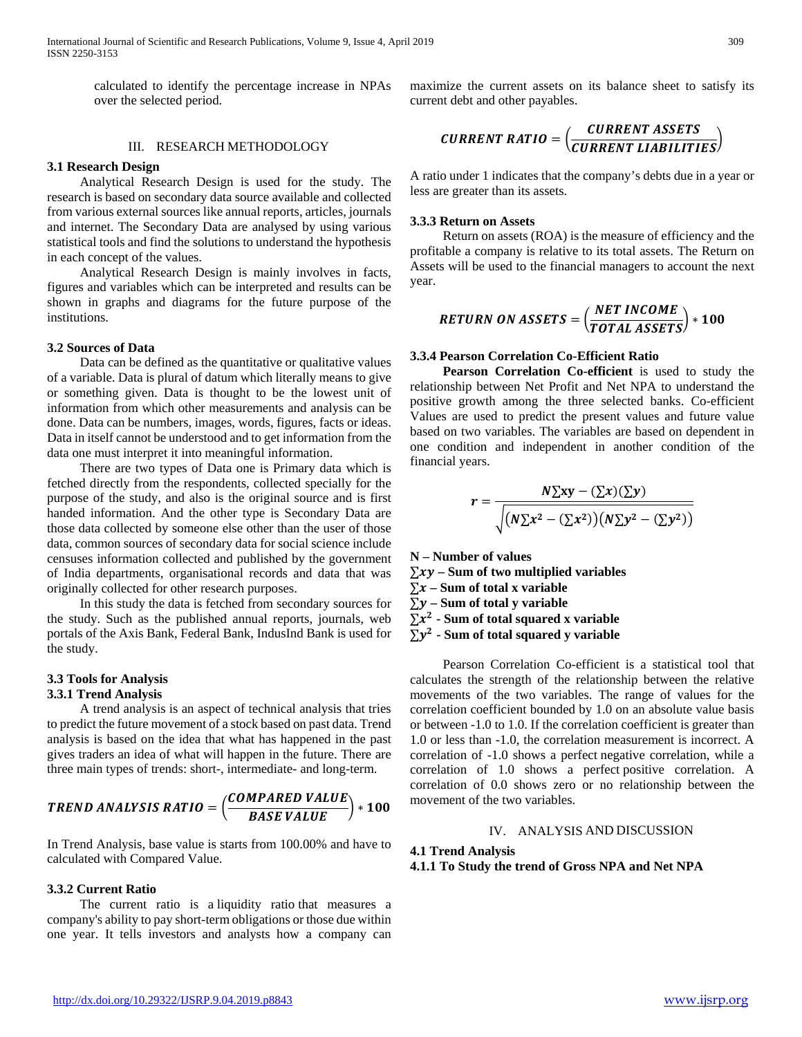calculated to identify the percentage increase in NPAs over the selected period.

## III. RESEARCH METHODOLOGY

### 3.1 Research Design

Analytical Research Design is used for the study. The research is based on secondary data source available and collected from various external sources like annual reports, articles, journals and internet. The Secondary Data are analysed by using various statistical tools and find the solutions to understand the hypothesis in each concept of the values.

Analytical Research Design is mainly involves in facts, figures and variables which can be interpreted and results can be shown in graphs and diagrams for the future purpose of the institutions.

### 3.2 Sources of Data

Data can be defined as the quantitative or qualitative values of a variable. Data is plural of datum which literally means to give or something given. Data is thought to be the lowest unit of information from which other measurements and analysis can be done. Data can be numbers, images, words, figures, facts or ideas. Data in itself cannot be understood and to get information from the data one must interpret it into meaningful information.

There are two types of Data one is Primary data which is fetched directly from the respondents, collected specially for the purpose of the study, and also is the original source and is first handed information. And the other type is Secondary Data are those data collected by someone else other than the user of those data, common sources of secondary data for social science include censuses information collected and published by the government of India departments, organisational records and data that was originally collected for other research purposes.

In this study the data is fetched from secondary sources for the study. Such as the published annual reports, journals, web portals of the Axis Bank, Federal Bank, IndusInd Bank is used for the study.

### 3.3 Tools for Analysis

#### 3.3.1 Trend Analysis

A trend analysis is an aspect of technical analysis that tries to predict the future movement of a stock based on past data. Trend analysis is based on the idea that what has happened in the past gives traders an idea of what will happen in the future. There are three main types of trends: short-, intermediate- and long-term.

$$\boldsymbol{TREND\ ANALYSIS\ RATIO} = \left(\frac{\boldsymbol{COMPARED\ VALUE}}{\boldsymbol{BASE\ VALUE}}\right) * \mathbf{100}$$

In Trend Analysis, base value is starts from 100.00% and have to calculated with Compared Value.

#### 3.3.2 Current Ratio

The current ratio is a liquidity ratio that measures a company's ability to pay short-term obligations or those due within one year. It tells investors and analysts how a company can maximize the current assets on its balance sheet to satisfy its current debt and other payables.

$$\boldsymbol{CURRENT\ RATIO} = \left(\frac{\boldsymbol{CURRENT\ ASSETS}}{\boldsymbol{CURRENT\ LIABILITIES}}\right)$$

A ratio under 1 indicates that the company's debts due in a year or less are greater than its assets.

#### 3.3.3 Return on Assets

Return on assets (ROA) is the measure of efficiency and the profitable a company is relative to its total assets. The Return on Assets will be used to the financial managers to account the next year.

$$\boldsymbol{RETURN\ ON\ ASSETS} = \left(\frac{\boldsymbol{NET\ INCOME}}{\boldsymbol{TOTAL\ ASSETS}}\right) * \mathbf{100}$$

#### 3.3.4 Pearson Correlation Co-Efficient Ratio

**Pearson Correlation Co-efficient** is used to study the relationship between Net Profit and Net NPA to understand the positive growth among the three selected banks. Co-efficient Values are used to predict the present values and future value based on two variables. The variables are based on dependent in one condition and independent in another condition of the financial years.

$$r = \frac{N\sum xy - (\sum x)(\sum y)}{\sqrt{\left(N\sum x^2 - (\sum x^2)\right)\left(N\sum y^2 - (\sum y^2)\right)}}$$

**N – Number of values**
**$\sum xy$ – Sum of two multiplied variables**
**$\sum x$ – Sum of total x variable**
**$\sum y$ – Sum of total y variable**
**$\sum x^2$ - Sum of total squared x variable**
**$\sum y^2$ - Sum of total squared y variable**

Pearson Correlation Co-efficient is a statistical tool that calculates the strength of the relationship between the relative movements of the two variables. The range of values for the correlation coefficient bounded by 1.0 on an absolute value basis or between -1.0 to 1.0. If the correlation coefficient is greater than 1.0 or less than -1.0, the correlation measurement is incorrect. A correlation of -1.0 shows a perfect negative correlation, while a correlation of 1.0 shows a perfect positive correlation. A correlation of 0.0 shows zero or no relationship between the movement of the two variables.

## IV. ANALYSIS AND DISCUSSION

### 4.1 Trend Analysis

#### 4.1.1 To Study the trend of Gross NPA and Net NPA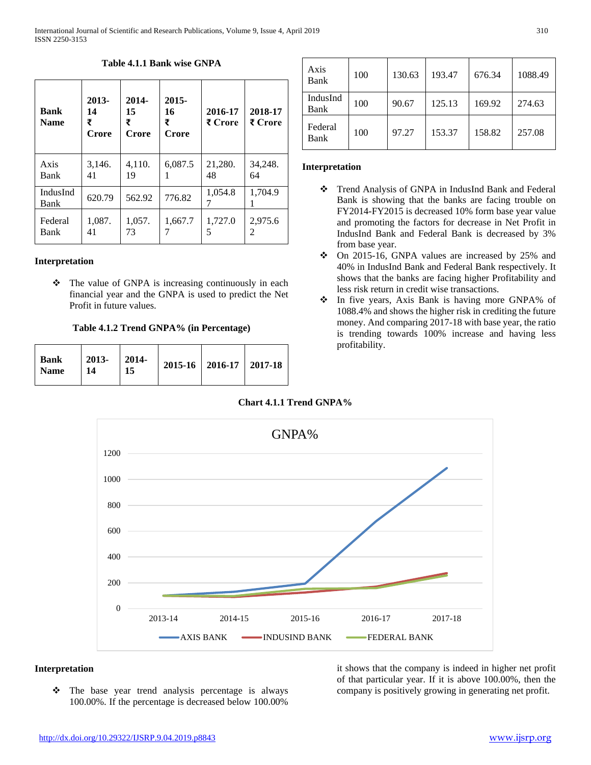**Table 4.1.1 Bank wise GNPA**

| Bank Name | 2013-14 ₹ Crore | 2014-15 ₹ Crore | 2015-16 ₹ Crore | 2016-17 ₹ Crore | 2018-17 ₹ Crore |
|---|---|---|---|---|---|
| Axis Bank | 3,146.41 | 4,110.19 | 6,087.51 | 21,280.48 | 34,248.64 |
| IndusInd Bank | 620.79 | 562.92 | 776.82 | 1,054.87 | 1,704.91 |
| Federal Bank | 1,087.41 | 1,057.73 | 1,667.77 | 1,727.05 | 2,975.62 |

### Interpretation

- ❖ The value of GNPA is increasing continuously in each financial year and the GNPA is used to predict the Net Profit in future values.

**Table 4.1.2 Trend GNPA% (in Percentage)**

| Bank Name | 2013-14 | 2014-15 | 2015-16 | 2016-17 | 2017-18 |
|---|---|---|---|---|---|
| Axis Bank | 100 | 130.63 | 193.47 | 676.34 | 1088.49 |
| IndusInd Bank | 100 | 90.67 | 125.13 | 169.92 | 274.63 |
| Federal Bank | 100 | 97.27 | 153.37 | 158.82 | 257.08 |

### Interpretation

- ❖ Trend Analysis of GNPA in IndusInd Bank and Federal Bank is showing that the banks are facing trouble on FY2014-FY2015 is decreased 10% form base year value and promoting the factors for decrease in Net Profit in IndusInd Bank and Federal Bank is decreased by 3% from base year.
- ❖ On 2015-16, GNPA values are increased by 25% and 40% in IndusInd Bank and Federal Bank respectively. It shows that the banks are facing higher Profitability and less risk return in credit wise transactions.
- ❖ In five years, Axis Bank is having more GNPA% of 1088.4% and shows the higher risk in crediting the future money. And comparing 2017-18 with base year, the ratio is trending towards 100% increase and having less profitability.

**Chart 4.1.1 Trend GNPA%**

### Interpretation

- ❖ The base year trend analysis percentage is always 100.00%. If the percentage is decreased below 100.00% it shows that the company is indeed in higher net profit of that particular year. If it is above 100.00%, then the company is positively growing in generating net profit.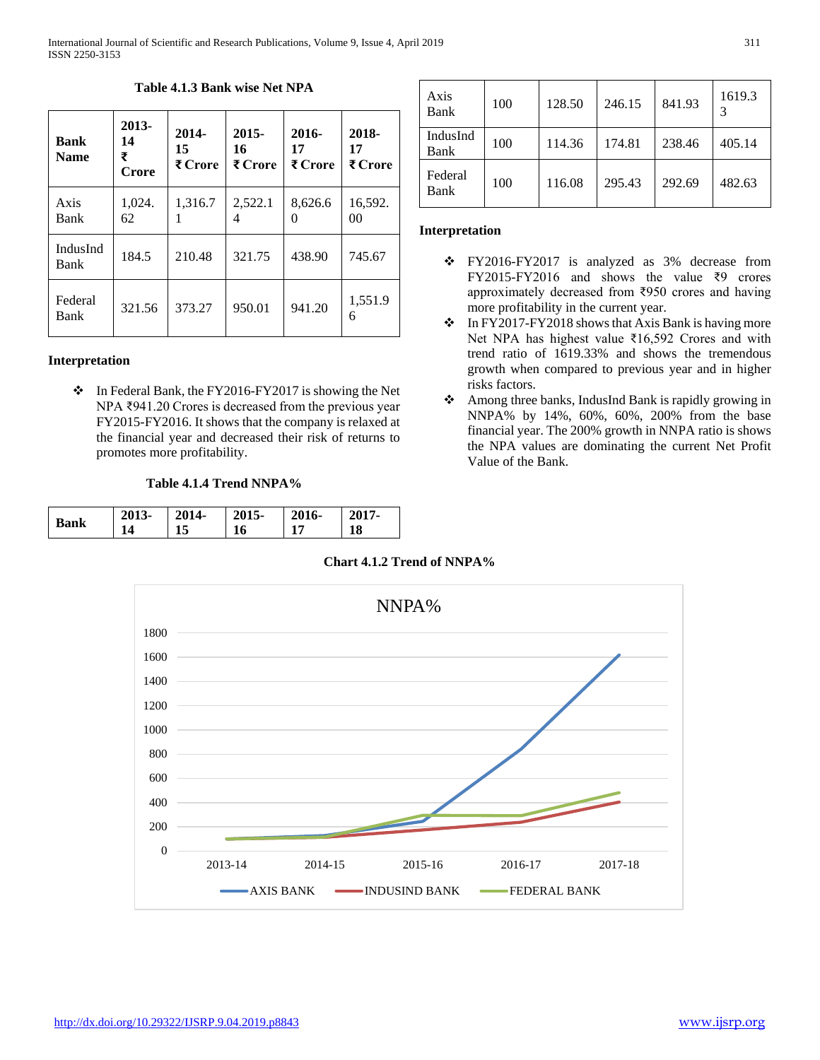**Table 4.1.3 Bank wise Net NPA**

| Bank Name | 2013-14 ₹ Crore | 2014-15 ₹ Crore | 2015-16 ₹ Crore | 2016-17 ₹ Crore | 2018-17 ₹ Crore |
|---|---|---|---|---|---|
| Axis Bank | 1,024.62 | 1,316.71 | 2,522.14 | 8,626.60 | 16,592.00 |
| IndusInd Bank | 184.5 | 210.48 | 321.75 | 438.90 | 745.67 |
| Federal Bank | 321.56 | 373.27 | 950.01 | 941.20 | 1,551.96 |

**Interpretation**

- In Federal Bank, the FY2016-FY2017 is showing the Net NPA ₹941.20 Crores is decreased from the previous year FY2015-FY2016. It shows that the company is relaxed at the financial year and decreased their risk of returns to promotes more profitability.

**Table 4.1.4 Trend NNPA%**

| Bank | 2013-14 | 2014-15 | 2015-16 | 2016-17 | 2017-18 |
|---|---|---|---|---|---|
| Axis Bank | 100 | 128.50 | 246.15 | 841.93 | 1619.33 |
| IndusInd Bank | 100 | 114.36 | 174.81 | 238.46 | 405.14 |
| Federal Bank | 100 | 116.08 | 295.43 | 292.69 | 482.63 |

**Interpretation**

- FY2016-FY2017 is analyzed as 3% decrease from FY2015-FY2016 and shows the value ₹9 crores approximately decreased from ₹950 crores and having more profitability in the current year.
- In FY2017-FY2018 shows that Axis Bank is having more Net NPA has highest value ₹16,592 Crores and with trend ratio of 1619.33% and shows the tremendous growth when compared to previous year and in higher risks factors.
- Among three banks, IndusInd Bank is rapidly growing in NNPA% by 14%, 60%, 60%, 200% from the base financial year. The 200% growth in NNPA ratio is shows the NPA values are dominating the current Net Profit Value of the Bank.

**Chart 4.1.2 Trend of NNPA%**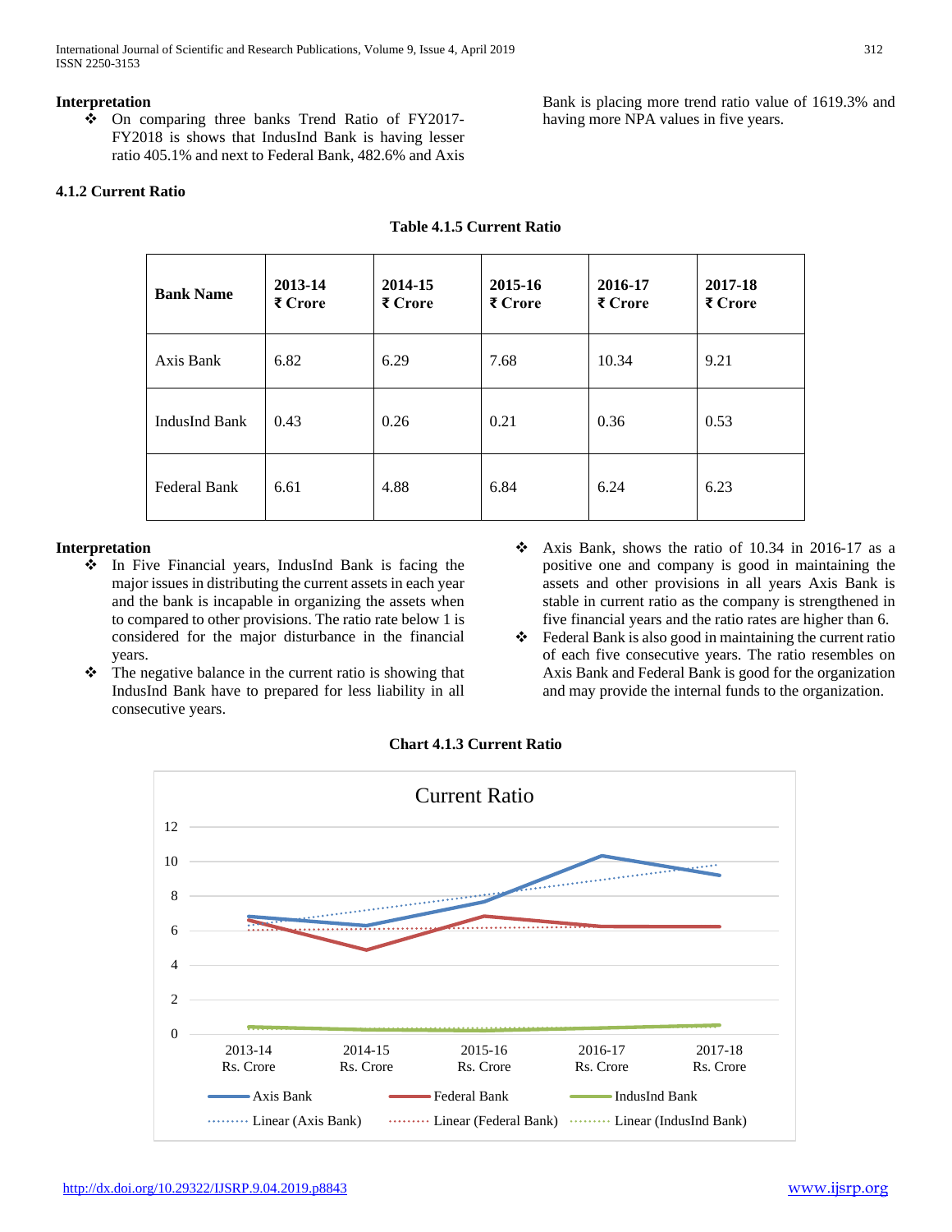**Interpretation**

- On comparing three banks Trend Ratio of FY2017-FY2018 is shows that IndusInd Bank is having lesser ratio 405.1% and next to Federal Bank, 482.6% and Axis Bank is placing more trend ratio value of 1619.3% and having more NPA values in five years.

### 4.1.2 Current Ratio

**Table 4.1.5 Current Ratio**

| Bank Name | 2013-14 ₹ Crore | 2014-15 ₹ Crore | 2015-16 ₹ Crore | 2016-17 ₹ Crore | 2017-18 ₹ Crore |
|---|---|---|---|---|---|
| Axis Bank | 6.82 | 6.29 | 7.68 | 10.34 | 9.21 |
| IndusInd Bank | 0.43 | 0.26 | 0.21 | 0.36 | 0.53 |
| Federal Bank | 6.61 | 4.88 | 6.84 | 6.24 | 6.23 |

**Interpretation**

- In Five Financial years, IndusInd Bank is facing the major issues in distributing the current assets in each year and the bank is incapable in organizing the assets when to compared to other provisions. The ratio rate below 1 is considered for the major disturbance in the financial years.
- The negative balance in the current ratio is showing that IndusInd Bank have to prepared for less liability in all consecutive years.
- Axis Bank, shows the ratio of 10.34 in 2016-17 as a positive one and company is good in maintaining the assets and other provisions in all years Axis Bank is stable in current ratio as the company is strengthened in five financial years and the ratio rates are higher than 6.
- Federal Bank is also good in maintaining the current ratio of each five consecutive years. The ratio resembles on Axis Bank and Federal Bank is good for the organization and may provide the internal funds to the organization.

**Chart 4.1.3 Current Ratio**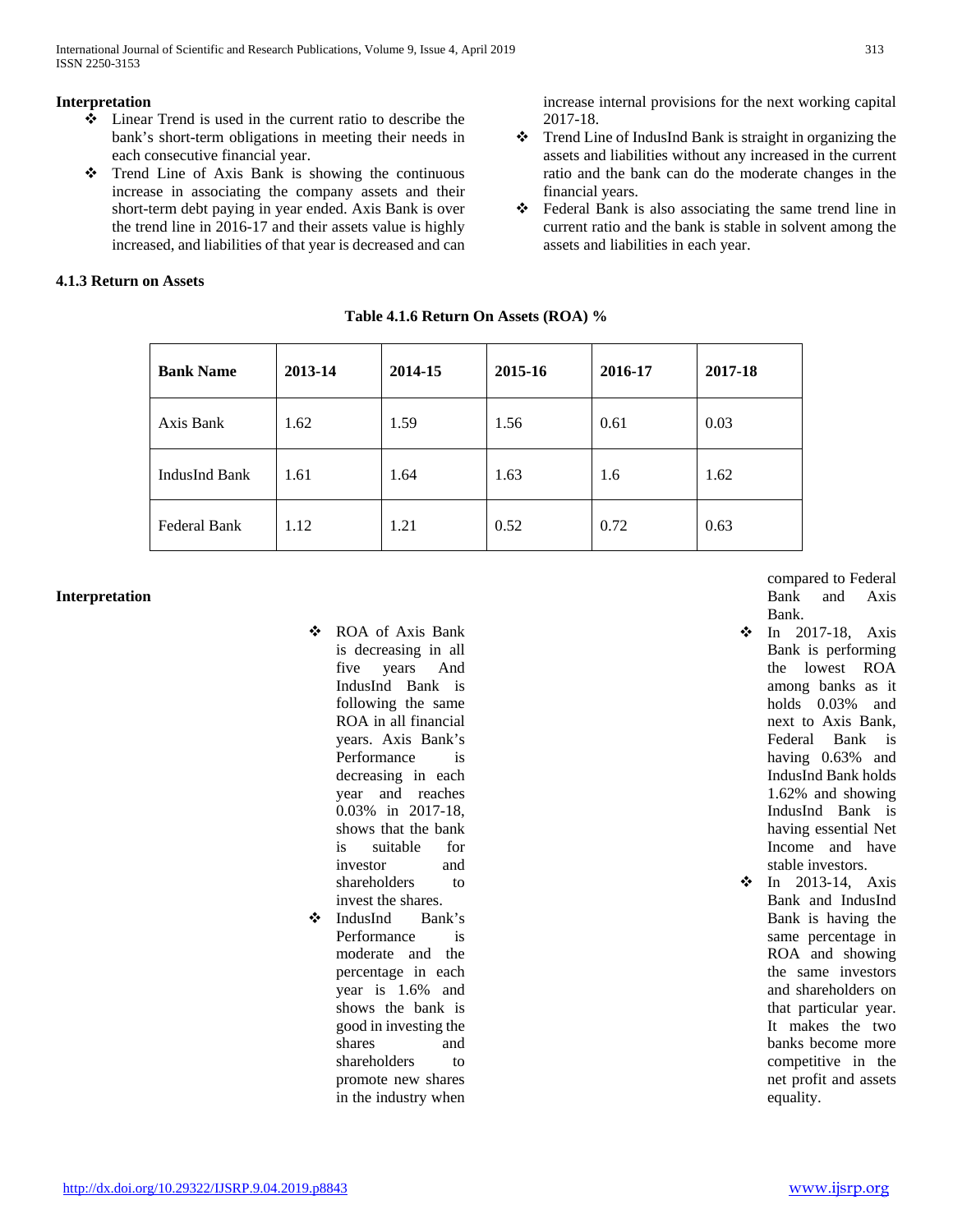**Interpretation**

- Linear Trend is used in the current ratio to describe the bank's short-term obligations in meeting their needs in each consecutive financial year.
- Trend Line of Axis Bank is showing the continuous increase in associating the company assets and their short-term debt paying in year ended. Axis Bank is over the trend line in 2016-17 and their assets value is highly increased, and liabilities of that year is decreased and can increase internal provisions for the next working capital 2017-18.
- Trend Line of IndusInd Bank is straight in organizing the assets and liabilities without any increased in the current ratio and the bank can do the moderate changes in the financial years.
- Federal Bank is also associating the same trend line in current ratio and the bank is stable in solvent among the assets and liabilities in each year.

### 4.1.3 Return on Assets

**Table 4.1.6 Return On Assets (ROA) %**

| Bank Name | 2013-14 | 2014-15 | 2015-16 | 2016-17 | 2017-18 |
|---|---|---|---|---|---|
| Axis Bank | 1.62 | 1.59 | 1.56 | 0.61 | 0.03 |
| IndusInd Bank | 1.61 | 1.64 | 1.63 | 1.6 | 1.62 |
| Federal Bank | 1.12 | 1.21 | 0.52 | 0.72 | 0.63 |

**Interpretation**

- ROA of Axis Bank is decreasing in all five years And IndusInd Bank is following the same ROA in all financial years. Axis Bank's Performance is decreasing in each year and reaches 0.03% in 2017-18, shows that the bank is suitable for investor and shareholders to invest the shares.
- IndusInd Bank's Performance is moderate and the percentage in each year is 1.6% and shows the bank is good in investing the shares and shareholders to promote new shares in the industry when compared to Federal Bank and Axis Bank.
- In 2017-18, Axis Bank is performing the lowest ROA among banks as it holds 0.03% and next to Axis Bank, Federal Bank is having 0.63% and IndusInd Bank holds 1.62% and showing IndusInd Bank is having essential Net Income and have stable investors.
- In 2013-14, Axis Bank and IndusInd Bank is having the same percentage in ROA and showing the same investors and shareholders on that particular year. It makes the two banks become more competitive in the net profit and assets equality.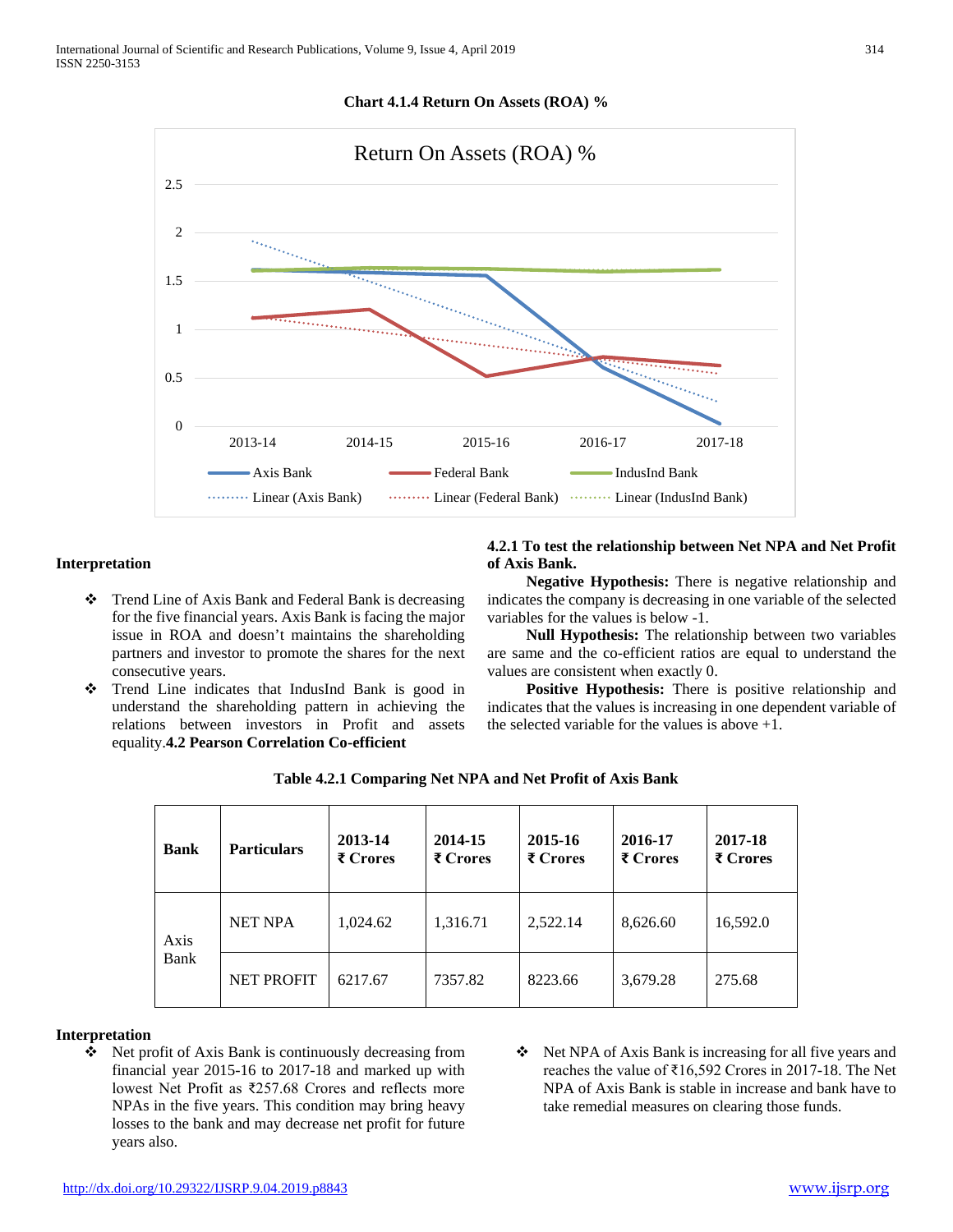**Chart 4.1.4 Return On Assets (ROA) %**

**Interpretation**

- Trend Line of Axis Bank and Federal Bank is decreasing for the five financial years. Axis Bank is facing the major issue in ROA and doesn't maintains the shareholding partners and investor to promote the shares for the next consecutive years.
- Trend Line indicates that IndusInd Bank is good in understand the shareholding pattern in achieving the relations between investors in Profit and assets equality.

### 4.2 Pearson Correlation Co-efficient

**4.2.1 To test the relationship between Net NPA and Net Profit of Axis Bank.**

**Negative Hypothesis:** There is negative relationship and indicates the company is decreasing in one variable of the selected variables for the values is below -1.

**Null Hypothesis:** The relationship between two variables are same and the co-efficient ratios are equal to understand the values are consistent when exactly 0.

**Positive Hypothesis:** There is positive relationship and indicates that the values is increasing in one dependent variable of the selected variable for the values is above +1.

**Table 4.2.1 Comparing Net NPA and Net Profit of Axis Bank**

| Bank | Particulars | 2013-14 ₹ Crores | 2014-15 ₹ Crores | 2015-16 ₹ Crores | 2016-17 ₹ Crores | 2017-18 ₹ Crores |
|---|---|---|---|---|---|---|
| Axis Bank | NET NPA | 1,024.62 | 1,316.71 | 2,522.14 | 8,626.60 | 16,592.0 |
| | NET PROFIT | 6217.67 | 7357.82 | 8223.66 | 3,679.28 | 275.68 |

**Interpretation**

- Net profit of Axis Bank is continuously decreasing from financial year 2015-16 to 2017-18 and marked up with lowest Net Profit as ₹257.68 Crores and reflects more NPAs in the five years. This condition may bring heavy losses to the bank and may decrease net profit for future years also.
- Net NPA of Axis Bank is increasing for all five years and reaches the value of ₹16,592 Crores in 2017-18. The Net NPA of Axis Bank is stable in increase and bank have to take remedial measures on clearing those funds.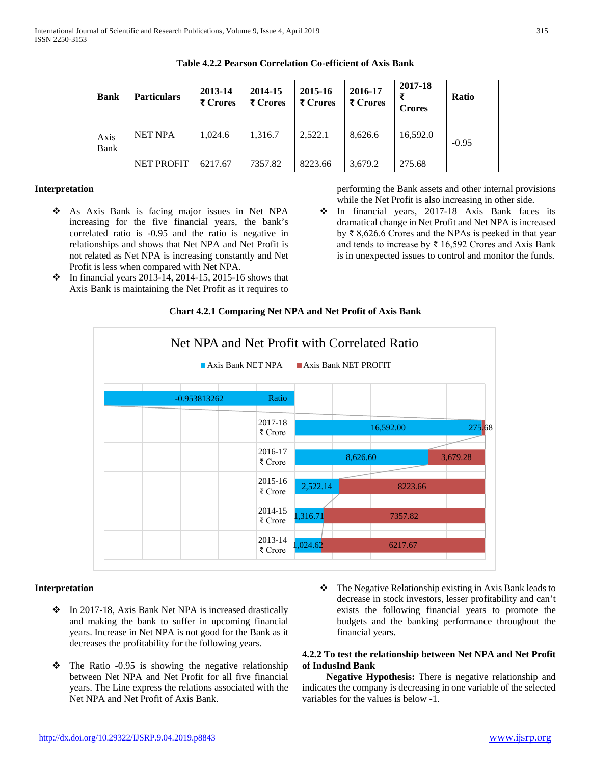**Table 4.2.2 Pearson Correlation Co-efficient of Axis Bank**

| Bank | Particulars | 2013-14 ₹ Crores | 2014-15 ₹ Crores | 2015-16 ₹ Crores | 2016-17 ₹ Crores | 2017-18 ₹ Crores | Ratio |
|---|---|---|---|---|---|---|---|
| Axis Bank | NET NPA | 1,024.6 | 1,316.7 | 2,522.1 | 8,626.6 | 16,592.0 | -0.95 |
| | NET PROFIT | 6217.67 | 7357.82 | 8223.66 | 3,679.2 | 275.68 | |

**Interpretation**

- As Axis Bank is facing major issues in Net NPA increasing for the five financial years, the bank's correlated ratio is -0.95 and the ratio is negative in relationships and shows that Net NPA and Net Profit is not related as Net NPA is increasing constantly and Net Profit is less when compared with Net NPA.
- In financial years 2013-14, 2014-15, 2015-16 shows that Axis Bank is maintaining the Net Profit as it requires to performing the Bank assets and other internal provisions while the Net Profit is also increasing in other side.
- In financial years, 2017-18 Axis Bank faces its dramatical change in Net Profit and Net NPA is increased by ₹ 8,626.6 Crores and the NPAs is peeked in that year and tends to increase by ₹ 16,592 Crores and Axis Bank is in unexpected issues to control and monitor the funds.

**Chart 4.2.1 Comparing Net NPA and Net Profit of Axis Bank**

Net NPA and Net Profit with Correlated Ratio

| | Axis Bank NET NPA | Axis Bank NET PROFIT |
|---|---|---|
| Ratio | -0.953813262 | |
| 2017-18 ₹ Crore | 16,592.00 | 275.68 |
| 2016-17 ₹ Crore | 8,626.60 | 3,679.28 |
| 2015-16 ₹ Crore | 2,522.14 | 8223.66 |
| 2014-15 ₹ Crore | 1,316.71 | 7357.82 |
| 2013-14 ₹ Crore | 1,024.62 | 6217.67 |

**Interpretation**

- In 2017-18, Axis Bank Net NPA is increased drastically and making the bank to suffer in upcoming financial years. Increase in Net NPA is not good for the Bank as it decreases the profitability for the following years.
- The Ratio -0.95 is showing the negative relationship between Net NPA and Net Profit for all five financial years. The Line express the relations associated with the Net NPA and Net Profit of Axis Bank.
- The Negative Relationship existing in Axis Bank leads to decrease in stock investors, lesser profitability and can't exists the following financial years to promote the budgets and the banking performance throughout the financial years.

**4.2.2 To test the relationship between Net NPA and Net Profit of IndusInd Bank**

**Negative Hypothesis:** There is negative relationship and indicates the company is decreasing in one variable of the selected variables for the values is below -1.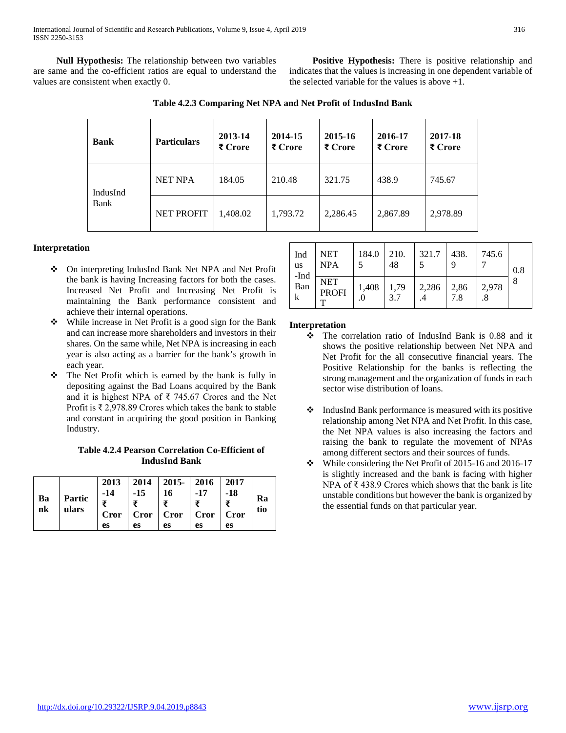**Null Hypothesis:** The relationship between two variables are same and the co-efficient ratios are equal to understand the values are consistent when exactly 0.

**Positive Hypothesis:** There is positive relationship and indicates that the values is increasing in one dependent variable of the selected variable for the values is above +1.

**Table 4.2.3 Comparing Net NPA and Net Profit of IndusInd Bank**

| Bank | Particulars | 2013-14 ₹ Crore | 2014-15 ₹ Crore | 2015-16 ₹ Crore | 2016-17 ₹ Crore | 2017-18 ₹ Crore |
|---|---|---|---|---|---|---|
| IndusInd Bank | NET NPA | 184.05 | 210.48 | 321.75 | 438.9 | 745.67 |
| | NET PROFIT | 1,408.02 | 1,793.72 | 2,286.45 | 2,867.89 | 2,978.89 |

**Interpretation**

- ❖ On interpreting IndusInd Bank Net NPA and Net Profit the bank is having Increasing factors for both the cases. Increased Net Profit and Increasing Net Profit is maintaining the Bank performance consistent and achieve their internal operations.
- ❖ While increase in Net Profit is a good sign for the Bank and can increase more shareholders and investors in their shares. On the same while, Net NPA is increasing in each year is also acting as a barrier for the bank's growth in each year.
- ❖ The Net Profit which is earned by the bank is fully in depositing against the Bad Loans acquired by the Bank and it is highest NPA of ₹ 745.67 Crores and the Net Profit is ₹ 2,978.89 Crores which takes the bank to stable and constant in acquiring the good position in Banking Industry.

**Table 4.2.4 Pearson Correlation Co-Efficient of IndusInd Bank**

| Bank | Particulars | 2013-14 ₹ Crores | 2014-15 ₹ Crores | 2015-16 ₹ Crores | 2016-17 ₹ Crores | 2017-18 ₹ Crores | Ratio |
|---|---|---|---|---|---|---|---|
| Indus-Ind Bank | NET NPA | 184.05 | 210.48 | 321.75 | 438.9 | 745.67 | 0.88 |
| | NET PROFIT | 1,408.0 | 1,793.7 | 2,286.4 | 2,867.8 | 2,978.8 | |

**Interpretation**

- ❖ The correlation ratio of IndusInd Bank is 0.88 and it shows the positive relationship between Net NPA and Net Profit for the all consecutive financial years. The Positive Relationship for the banks is reflecting the strong management and the organization of funds in each sector wise distribution of loans.
- ❖ IndusInd Bank performance is measured with its positive relationship among Net NPA and Net Profit. In this case, the Net NPA values is also increasing the factors and raising the bank to regulate the movement of NPAs among different sectors and their sources of funds.
- ❖ While considering the Net Profit of 2015-16 and 2016-17 is slightly increased and the bank is facing with higher NPA of ₹ 438.9 Crores which shows that the bank is lite unstable conditions but however the bank is organized by the essential funds on that particular year.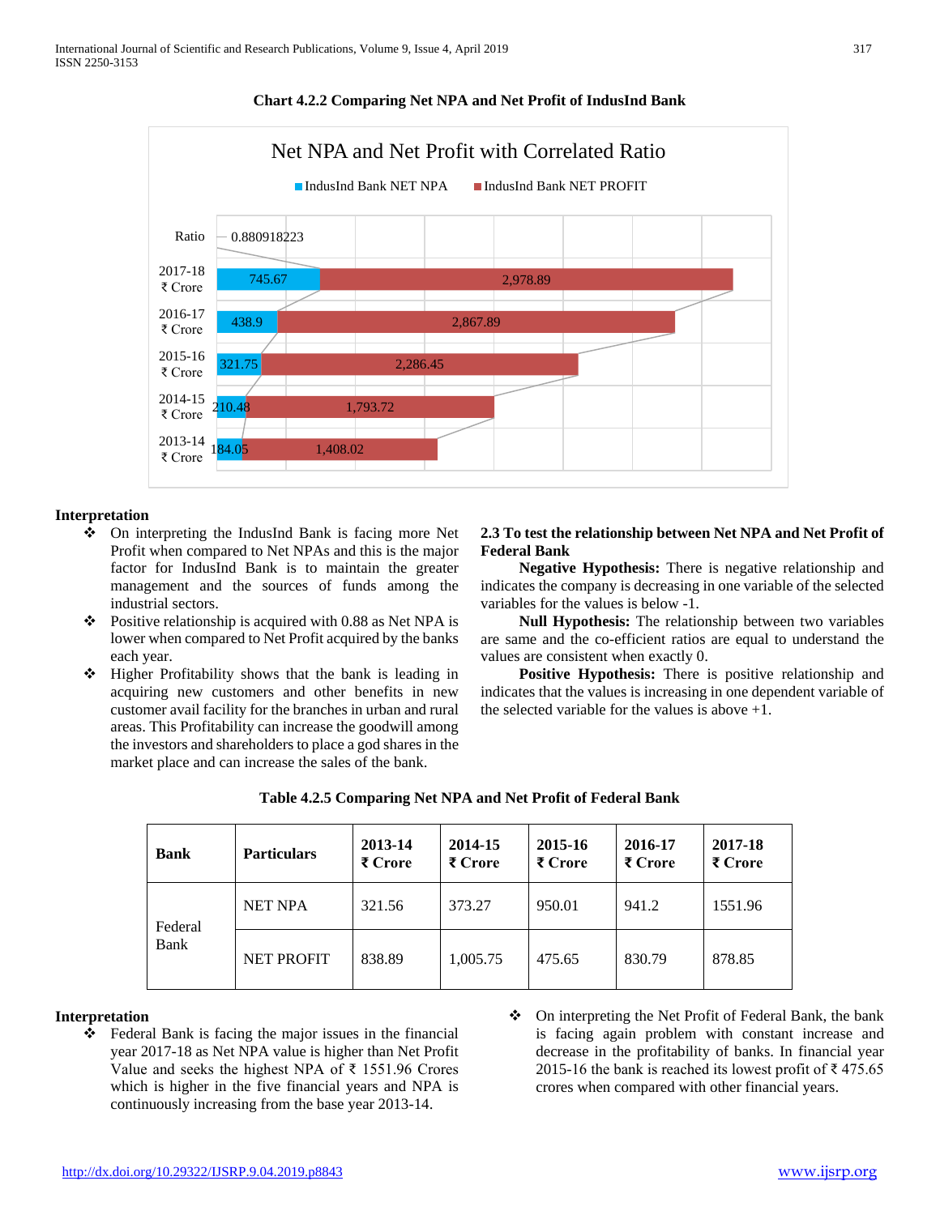**Chart 4.2.2 Comparing Net NPA and Net Profit of IndusInd Bank**

Net NPA and Net Profit with Correlated Ratio

| | IndusInd Bank NET NPA | IndusInd Bank NET PROFIT |
|---|---|---|
| Ratio | 0.880918223 | |
| 2017-18 ₹ Crore | 745.67 | 2,978.89 |
| 2016-17 ₹ Crore | 438.9 | 2,867.89 |
| 2015-16 ₹ Crore | 321.75 | 2,286.45 |
| 2014-15 ₹ Crore | 210.48 | 1,793.72 |
| 2013-14 ₹ Crore | 184.05 | 1,408.02 |

**Interpretation**

- On interpreting the IndusInd Bank is facing more Net Profit when compared to Net NPAs and this is the major factor for IndusInd Bank is to maintain the greater management and the sources of funds among the industrial sectors.
- Positive relationship is acquired with 0.88 as Net NPA is lower when compared to Net Profit acquired by the banks each year.
- Higher Profitability shows that the bank is leading in acquiring new customers and other benefits in new customer avail facility for the branches in urban and rural areas. This Profitability can increase the goodwill among the investors and shareholders to place a god shares in the market place and can increase the sales of the bank.

**2.3 To test the relationship between Net NPA and Net Profit of Federal Bank**

**Negative Hypothesis:** There is negative relationship and indicates the company is decreasing in one variable of the selected variables for the values is below -1.

**Null Hypothesis:** The relationship between two variables are same and the co-efficient ratios are equal to understand the values are consistent when exactly 0.

**Positive Hypothesis:** There is positive relationship and indicates that the values is increasing in one dependent variable of the selected variable for the values is above +1.

**Table 4.2.5 Comparing Net NPA and Net Profit of Federal Bank**

| Bank | Particulars | 2013-14 ₹ Crore | 2014-15 ₹ Crore | 2015-16 ₹ Crore | 2016-17 ₹ Crore | 2017-18 ₹ Crore |
|---|---|---|---|---|---|---|
| Federal Bank | NET NPA | 321.56 | 373.27 | 950.01 | 941.2 | 1551.96 |
| | NET PROFIT | 838.89 | 1,005.75 | 475.65 | 830.79 | 878.85 |

**Interpretation**

- Federal Bank is facing the major issues in the financial year 2017-18 as Net NPA value is higher than Net Profit Value and seeks the highest NPA of ₹ 1551.96 Crores which is higher in the five financial years and NPA is continuously increasing from the base year 2013-14.
- On interpreting the Net Profit of Federal Bank, the bank is facing again problem with constant increase and decrease in the profitability of banks. In financial year 2015-16 the bank is reached its lowest profit of ₹ 475.65 crores when compared with other financial years.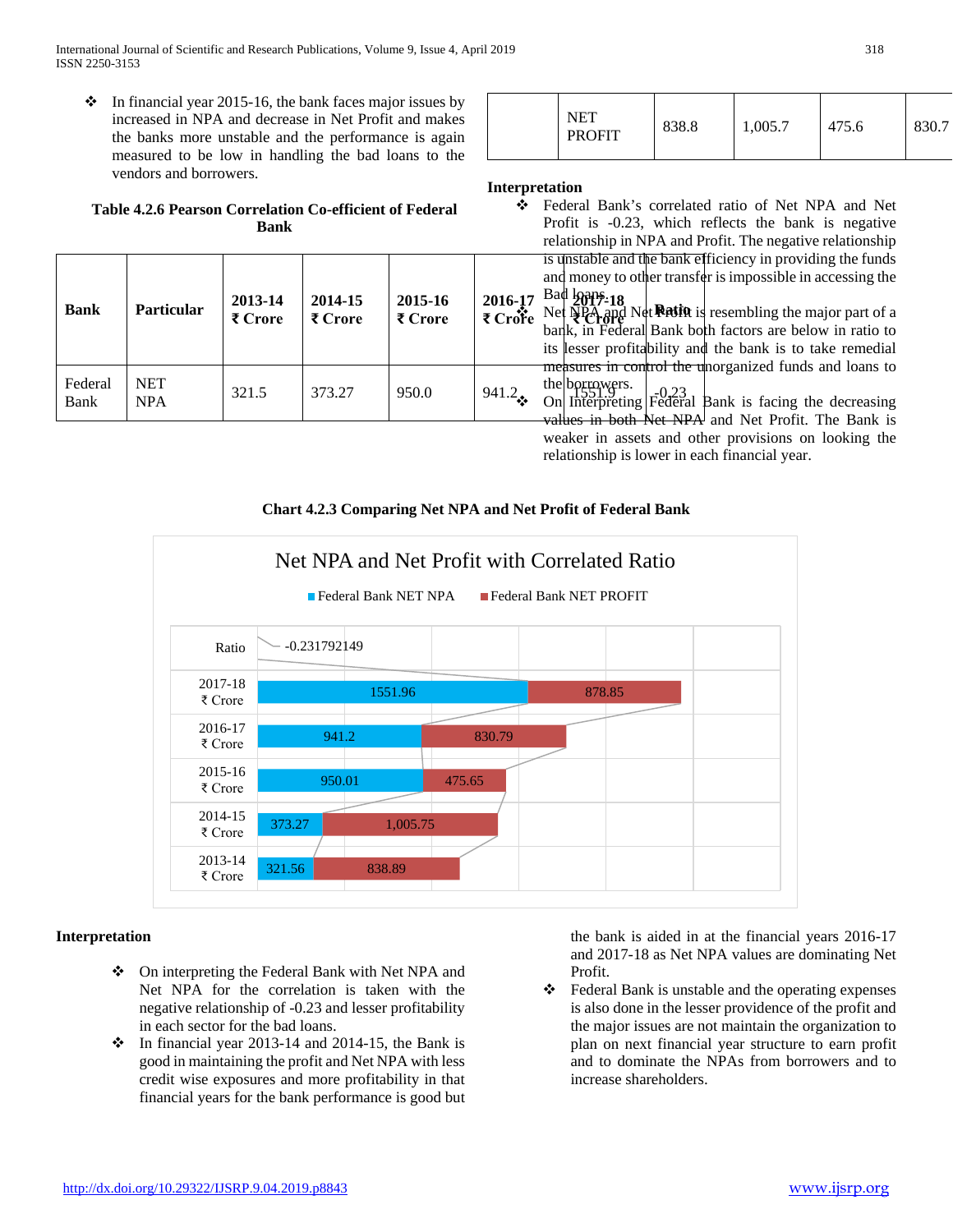- In financial year 2015-16, the bank faces major issues by increased in NPA and decrease in Net Profit and makes the banks more unstable and the performance is again measured to be low in handling the bad loans to the vendors and borrowers.

**Table 4.2.6 Pearson Correlation Co-efficient of Federal Bank**

| Bank | Particular | 2013-14 ₹ Crore | 2014-15 ₹ Crore | 2015-16 ₹ Crore | 2016-17 ₹ Crore | 2017-18 ₹ Crore | Ratio |
|---|---|---|---|---|---|---|---|
| Federal Bank | NET NPA | 321.5 | 373.27 | 950.0 | 941.2 | 1551.9 | -0.23 |
| | NET PROFIT | 838.8 | 1,005.7 | 475.6 | 830.7 | | |

**Interpretation**

- Federal Bank's correlated ratio of Net NPA and Net Profit is -0.23, which reflects the bank is negative relationship in NPA and Profit. The negative relationship is unstable and the bank efficiency in providing the funds and money to other transfer is impossible in accessing the Bad loans.
- Net NPA and Net Profit is resembling the major part of a bank, in Federal Bank both factors are below in ratio to its lesser profitability and the bank is to take remedial measures in control the unorganized funds and loans to the borrowers.
- On Interpreting Federal Bank is facing the decreasing values in both Net NPA and Net Profit. The Bank is weaker in assets and other provisions on looking the relationship is lower in each financial year.

**Chart 4.2.3 Comparing Net NPA and Net Profit of Federal Bank**

Net NPA and Net Profit with Correlated Ratio

Federal Bank NET NPA / Federal Bank NET PROFIT

| | Federal Bank NET NPA | Federal Bank NET PROFIT |
|---|---|---|
| Ratio | -0.231792149 | |
| 2017-18 ₹ Crore | 1551.96 | 878.85 |
| 2016-17 ₹ Crore | 941.2 | 830.79 |
| 2015-16 ₹ Crore | 950.01 | 475.65 |
| 2014-15 ₹ Crore | 373.27 | 1,005.75 |
| 2013-14 ₹ Crore | 321.56 | 838.89 |

**Interpretation**

- On interpreting the Federal Bank with Net NPA and Net NPA for the correlation is taken with the negative relationship of -0.23 and lesser profitability in each sector for the bad loans.
- In financial year 2013-14 and 2014-15, the Bank is good in maintaining the profit and Net NPA with less credit wise exposures and more profitability in that financial years for the bank performance is good but the bank is aided in at the financial years 2016-17 and 2017-18 as Net NPA values are dominating Net Profit.
- Federal Bank is unstable and the operating expenses is also done in the lesser providence of the profit and the major issues are not maintain the organization to plan on next financial year structure to earn profit and to dominate the NPAs from borrowers and to increase shareholders.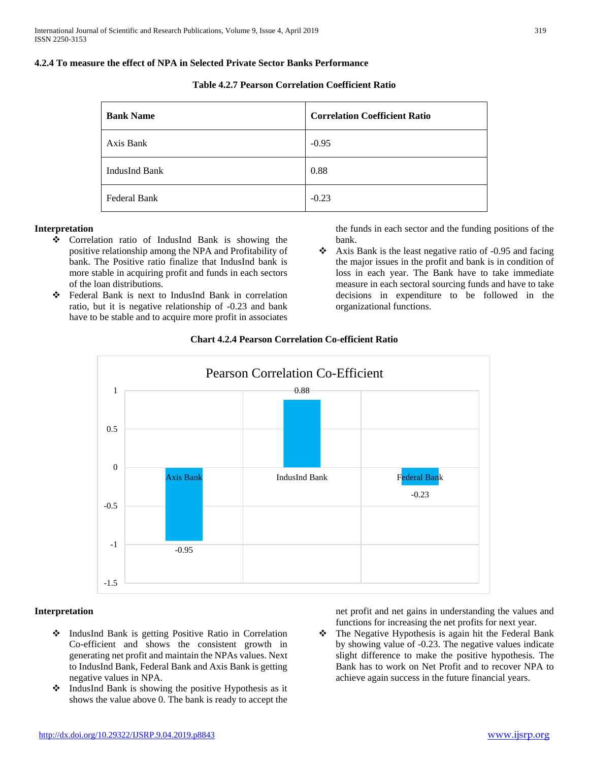#### 4.2.4 To measure the effect of NPA in Selected Private Sector Banks Performance

**Table 4.2.7 Pearson Correlation Coefficient Ratio**

| Bank Name | Correlation Coefficient Ratio |
|---|---|
| Axis Bank | -0.95 |
| IndusInd Bank | 0.88 |
| Federal Bank | -0.23 |

**Interpretation**

- Correlation ratio of IndusInd Bank is showing the positive relationship among the NPA and Profitability of bank. The Positive ratio finalize that IndusInd bank is more stable in acquiring profit and funds in each sectors of the loan distributions.
- Federal Bank is next to IndusInd Bank in correlation ratio, but it is negative relationship of -0.23 and bank have to be stable and to acquire more profit in associates the funds in each sector and the funding positions of the bank.
- Axis Bank is the least negative ratio of -0.95 and facing the major issues in the profit and bank is in condition of loss in each year. The Bank have to take immediate measure in each sectoral sourcing funds and have to take decisions in expenditure to be followed in the organizational functions.

**Chart 4.2.4 Pearson Correlation Co-efficient Ratio**

Pearson Correlation Co-Efficient

| Bank | Value |
|---|---|
| Axis Bank | -0.95 |
| IndusInd Bank | 0.88 |
| Federal Bank | -0.23 |

**Interpretation**

- IndusInd Bank is getting Positive Ratio in Correlation Co-efficient and shows the consistent growth in generating net profit and maintain the NPAs values. Next to IndusInd Bank, Federal Bank and Axis Bank is getting negative values in NPA.
- IndusInd Bank is showing the positive Hypothesis as it shows the value above 0. The bank is ready to accept the net profit and net gains in understanding the values and functions for increasing the net profits for next year.
- The Negative Hypothesis is again hit the Federal Bank by showing value of -0.23. The negative values indicate slight difference to make the positive hypothesis. The Bank has to work on Net Profit and to recover NPA to achieve again success in the future financial years.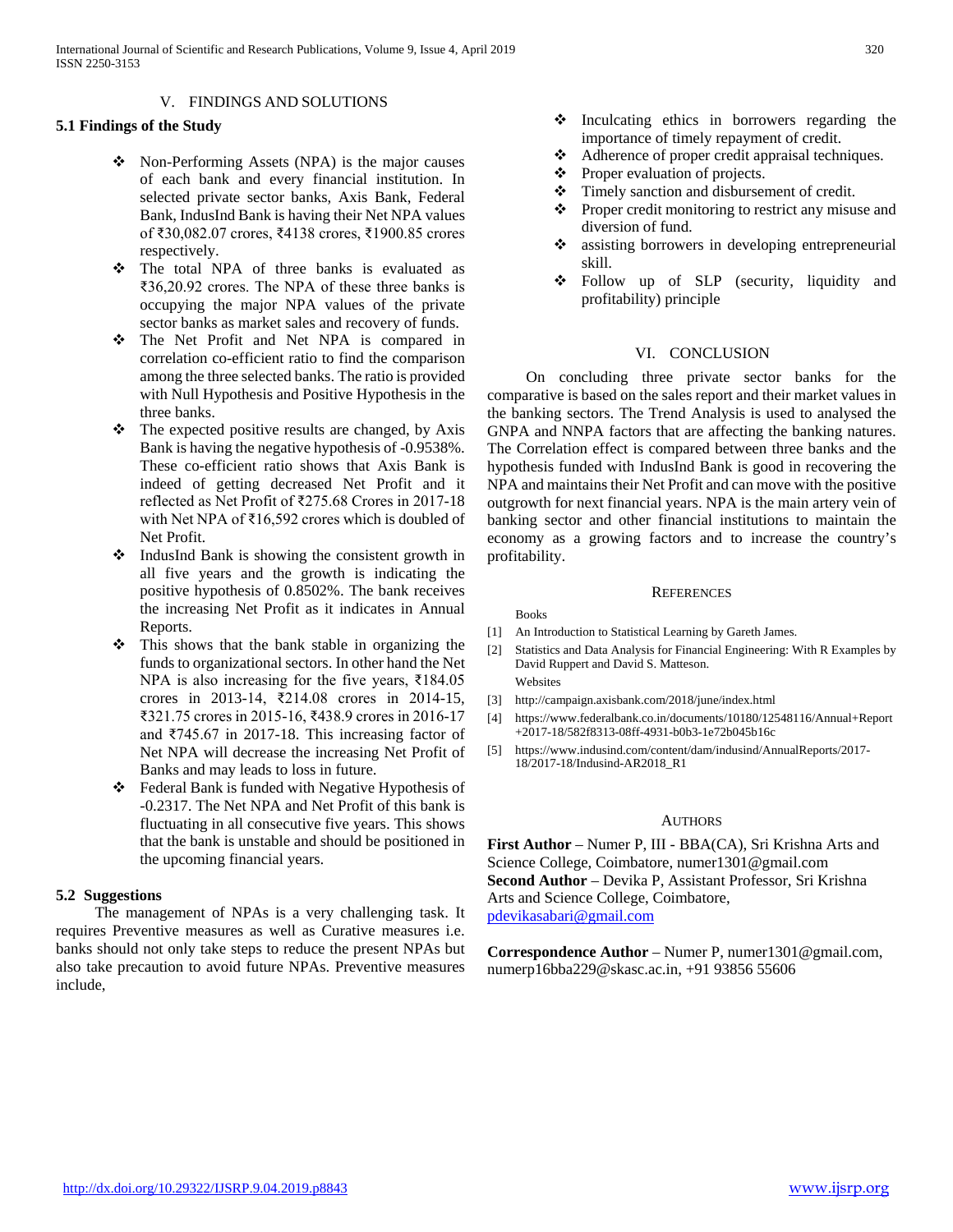## V. FINDINGS AND SOLUTIONS

### 5.1 Findings of the Study

- Non-Performing Assets (NPA) is the major causes of each bank and every financial institution. In selected private sector banks, Axis Bank, Federal Bank, IndusInd Bank is having their Net NPA values of ₹30,082.07 crores, ₹4138 crores, ₹1900.85 crores respectively.
- The total NPA of three banks is evaluated as ₹36,20.92 crores. The NPA of these three banks is occupying the major NPA values of the private sector banks as market sales and recovery of funds.
- The Net Profit and Net NPA is compared in correlation co-efficient ratio to find the comparison among the three selected banks. The ratio is provided with Null Hypothesis and Positive Hypothesis in the three banks.
- The expected positive results are changed, by Axis Bank is having the negative hypothesis of -0.9538%. These co-efficient ratio shows that Axis Bank is indeed of getting decreased Net Profit and it reflected as Net Profit of ₹275.68 Crores in 2017-18 with Net NPA of ₹16,592 crores which is doubled of Net Profit.
- IndusInd Bank is showing the consistent growth in all five years and the growth is indicating the positive hypothesis of 0.8502%. The bank receives the increasing Net Profit as it indicates in Annual Reports.
- This shows that the bank stable in organizing the funds to organizational sectors. In other hand the Net NPA is also increasing for the five years, ₹184.05 crores in 2013-14, ₹214.08 crores in 2014-15, ₹321.75 crores in 2015-16, ₹438.9 crores in 2016-17 and ₹745.67 in 2017-18. This increasing factor of Net NPA will decrease the increasing Net Profit of Banks and may leads to loss in future.
- Federal Bank is funded with Negative Hypothesis of -0.2317. The Net NPA and Net Profit of this bank is fluctuating in all consecutive five years. This shows that the bank is unstable and should be positioned in the upcoming financial years.

### 5.2 Suggestions

The management of NPAs is a very challenging task. It requires Preventive measures as well as Curative measures i.e. banks should not only take steps to reduce the present NPAs but also take precaution to avoid future NPAs. Preventive measures include,

- Inculcating ethics in borrowers regarding the importance of timely repayment of credit.
- Adherence of proper credit appraisal techniques.
- Proper evaluation of projects.
- Timely sanction and disbursement of credit.
- Proper credit monitoring to restrict any misuse and diversion of fund.
- assisting borrowers in developing entrepreneurial skill.
- Follow up of SLP (security, liquidity and profitability) principle

## VI. CONCLUSION

On concluding three private sector banks for the comparative is based on the sales report and their market values in the banking sectors. The Trend Analysis is used to analysed the GNPA and NNPA factors that are affecting the banking natures. The Correlation effect is compared between three banks and the hypothesis funded with IndusInd Bank is good in recovering the NPA and maintains their Net Profit and can move with the positive outgrowth for next financial years. NPA is the main artery vein of banking sector and other financial institutions to maintain the economy as a growing factors and to increase the country's profitability.

## REFERENCES

Books

[1] An Introduction to Statistical Learning by Gareth James.

[2] Statistics and Data Analysis for Financial Engineering: With R Examples by David Ruppert and David S. Matteson.

Websites

[3] http://campaign.axisbank.com/2018/june/index.html

[4] https://www.federalbank.co.in/documents/10180/12548116/Annual+Report+2017-18/582f8313-08ff-4931-b0b3-1e72b045b16c

[5] https://www.indusind.com/content/dam/indusind/AnnualReports/2017-18/2017-18/Indusind-AR2018_R1

## AUTHORS

**First Author** – Numer P, III - BBA(CA), Sri Krishna Arts and Science College, Coimbatore, numer1301@gmail.com

**Second Author** – Devika P, Assistant Professor, Sri Krishna Arts and Science College, Coimbatore, pdevikasabari@gmail.com

**Correspondence Author** – Numer P, numer1301@gmail.com, numerp16bba229@skasc.ac.in, +91 93856 55606